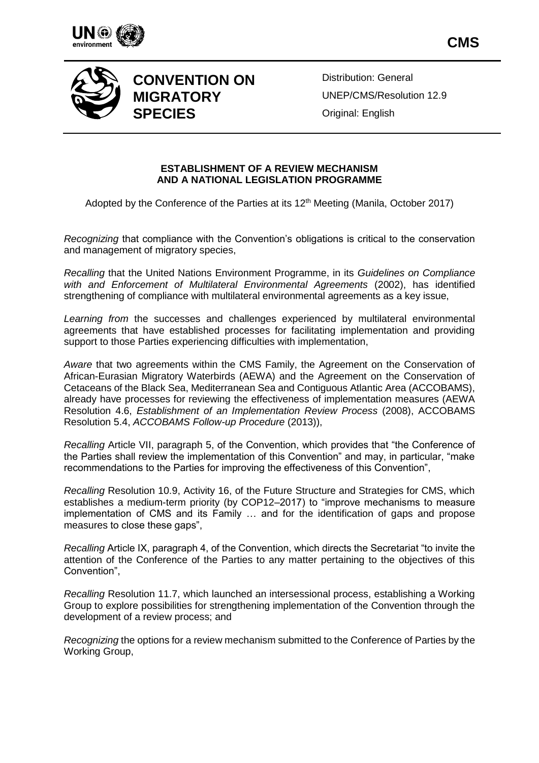CMS

# CONVENTION ON MIGRATORY SPECIES

Distribution: General
UNEP/CMS/Resolution 12.9
Original: English

## ESTABLISHMENT OF A REVIEW MECHANISM AND A NATIONAL LEGISLATION PROGRAMME

Adopted by the Conference of the Parties at its 12th Meeting (Manila, October 2017)

*Recognizing* that compliance with the Convention's obligations is critical to the conservation and management of migratory species,

*Recalling* that the United Nations Environment Programme, in its *Guidelines on Compliance with and Enforcement of Multilateral Environmental Agreements* (2002), has identified strengthening of compliance with multilateral environmental agreements as a key issue,

*Learning from* the successes and challenges experienced by multilateral environmental agreements that have established processes for facilitating implementation and providing support to those Parties experiencing difficulties with implementation,

*Aware* that two agreements within the CMS Family, the Agreement on the Conservation of African-Eurasian Migratory Waterbirds (AEWA) and the Agreement on the Conservation of Cetaceans of the Black Sea, Mediterranean Sea and Contiguous Atlantic Area (ACCOBAMS), already have processes for reviewing the effectiveness of implementation measures (AEWA Resolution 4.6, *Establishment of an Implementation Review Process* (2008), ACCOBAMS Resolution 5.4, *ACCOBAMS Follow-up Procedure* (2013)),

*Recalling* Article VII, paragraph 5, of the Convention, which provides that "the Conference of the Parties shall review the implementation of this Convention" and may, in particular, "make recommendations to the Parties for improving the effectiveness of this Convention",

*Recalling* Resolution 10.9, Activity 16, of the Future Structure and Strategies for CMS, which establishes a medium-term priority (by COP12–2017) to "improve mechanisms to measure implementation of CMS and its Family … and for the identification of gaps and propose measures to close these gaps",

*Recalling* Article IX, paragraph 4, of the Convention, which directs the Secretariat "to invite the attention of the Conference of the Parties to any matter pertaining to the objectives of this Convention",

*Recalling* Resolution 11.7, which launched an intersessional process, establishing a Working Group to explore possibilities for strengthening implementation of the Convention through the development of a review process; and

*Recognizing* the options for a review mechanism submitted to the Conference of Parties by the Working Group,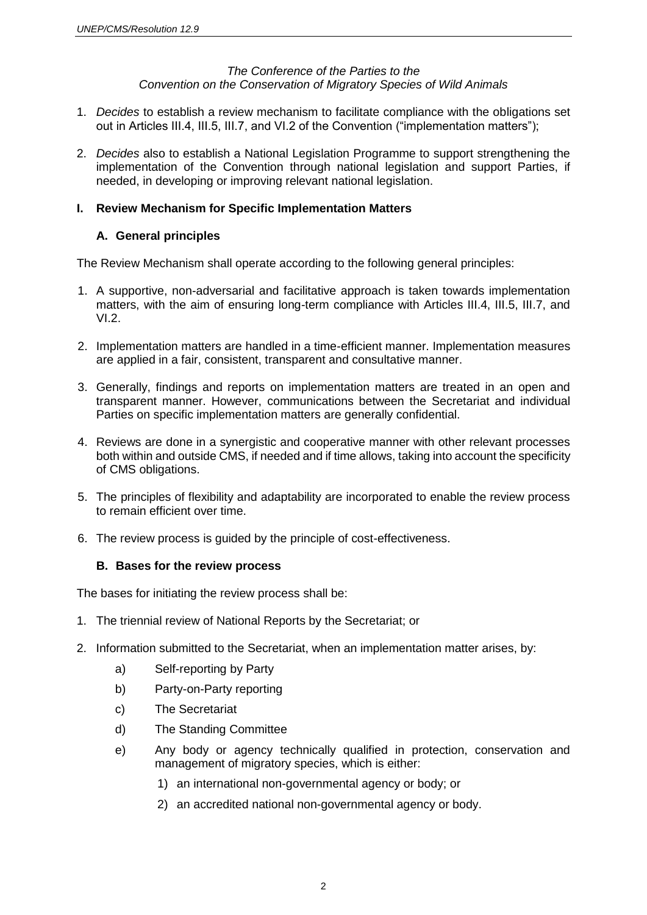*The Conference of the Parties to the*
*Convention on the Conservation of Migratory Species of Wild Animals*

1. *Decides* to establish a review mechanism to facilitate compliance with the obligations set out in Articles III.4, III.5, III.7, and VI.2 of the Convention ("implementation matters");

2. *Decides* also to establish a National Legislation Programme to support strengthening the implementation of the Convention through national legislation and support Parties, if needed, in developing or improving relevant national legislation.

## I. Review Mechanism for Specific Implementation Matters

### A. General principles

The Review Mechanism shall operate according to the following general principles:

1. A supportive, non-adversarial and facilitative approach is taken towards implementation matters, with the aim of ensuring long-term compliance with Articles III.4, III.5, III.7, and VI.2.

2. Implementation matters are handled in a time-efficient manner. Implementation measures are applied in a fair, consistent, transparent and consultative manner.

3. Generally, findings and reports on implementation matters are treated in an open and transparent manner. However, communications between the Secretariat and individual Parties on specific implementation matters are generally confidential.

4. Reviews are done in a synergistic and cooperative manner with other relevant processes both within and outside CMS, if needed and if time allows, taking into account the specificity of CMS obligations.

5. The principles of flexibility and adaptability are incorporated to enable the review process to remain efficient over time.

6. The review process is guided by the principle of cost-effectiveness.

### B. Bases for the review process

The bases for initiating the review process shall be:

1. The triennial review of National Reports by the Secretariat; or

2. Information submitted to the Secretariat, when an implementation matter arises, by:
   a) Self-reporting by Party
   b) Party-on-Party reporting
   c) The Secretariat
   d) The Standing Committee
   e) Any body or agency technically qualified in protection, conservation and management of migratory species, which is either:
      1) an international non-governmental agency or body; or
      2) an accredited national non-governmental agency or body.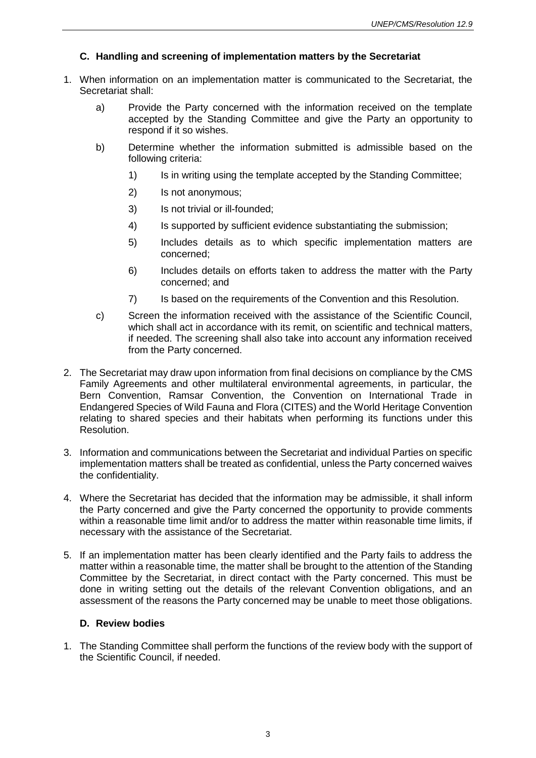### C. Handling and screening of implementation matters by the Secretariat

1. When information on an implementation matter is communicated to the Secretariat, the Secretariat shall:

   a) Provide the Party concerned with the information received on the template accepted by the Standing Committee and give the Party an opportunity to respond if it so wishes.

   b) Determine whether the information submitted is admissible based on the following criteria:

      1) Is in writing using the template accepted by the Standing Committee;

      2) Is not anonymous;

      3) Is not trivial or ill-founded;

      4) Is supported by sufficient evidence substantiating the submission;

      5) Includes details as to which specific implementation matters are concerned;

      6) Includes details on efforts taken to address the matter with the Party concerned; and

      7) Is based on the requirements of the Convention and this Resolution.

   c) Screen the information received with the assistance of the Scientific Council, which shall act in accordance with its remit, on scientific and technical matters, if needed. The screening shall also take into account any information received from the Party concerned.

2. The Secretariat may draw upon information from final decisions on compliance by the CMS Family Agreements and other multilateral environmental agreements, in particular, the Bern Convention, Ramsar Convention, the Convention on International Trade in Endangered Species of Wild Fauna and Flora (CITES) and the World Heritage Convention relating to shared species and their habitats when performing its functions under this Resolution.

3. Information and communications between the Secretariat and individual Parties on specific implementation matters shall be treated as confidential, unless the Party concerned waives the confidentiality.

4. Where the Secretariat has decided that the information may be admissible, it shall inform the Party concerned and give the Party concerned the opportunity to provide comments within a reasonable time limit and/or to address the matter within reasonable time limits, if necessary with the assistance of the Secretariat.

5. If an implementation matter has been clearly identified and the Party fails to address the matter within a reasonable time, the matter shall be brought to the attention of the Standing Committee by the Secretariat, in direct contact with the Party concerned. This must be done in writing setting out the details of the relevant Convention obligations, and an assessment of the reasons the Party concerned may be unable to meet those obligations.

### D. Review bodies

1. The Standing Committee shall perform the functions of the review body with the support of the Scientific Council, if needed.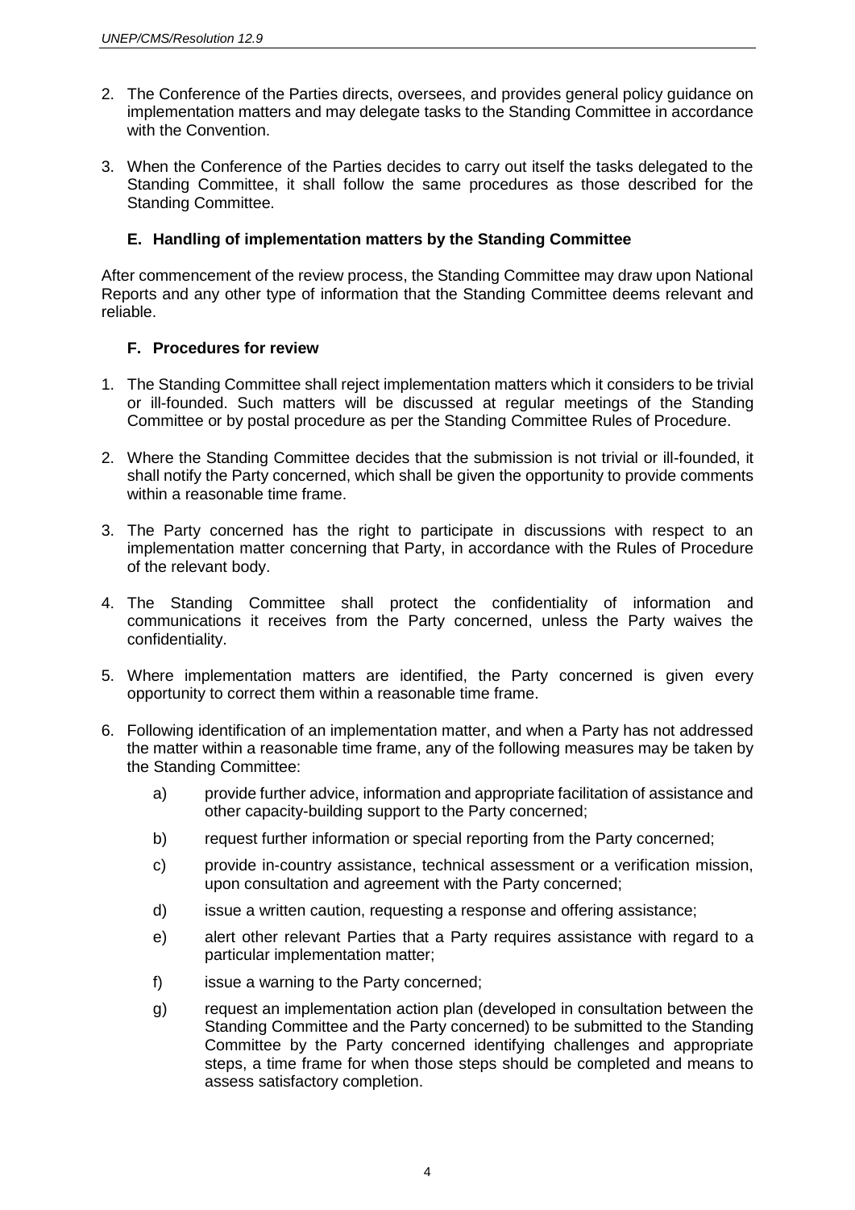2. The Conference of the Parties directs, oversees, and provides general policy guidance on implementation matters and may delegate tasks to the Standing Committee in accordance with the Convention.

3. When the Conference of the Parties decides to carry out itself the tasks delegated to the Standing Committee, it shall follow the same procedures as those described for the Standing Committee.

### E. Handling of implementation matters by the Standing Committee

After commencement of the review process, the Standing Committee may draw upon National Reports and any other type of information that the Standing Committee deems relevant and reliable.

### F. Procedures for review

1. The Standing Committee shall reject implementation matters which it considers to be trivial or ill-founded. Such matters will be discussed at regular meetings of the Standing Committee or by postal procedure as per the Standing Committee Rules of Procedure.

2. Where the Standing Committee decides that the submission is not trivial or ill-founded, it shall notify the Party concerned, which shall be given the opportunity to provide comments within a reasonable time frame.

3. The Party concerned has the right to participate in discussions with respect to an implementation matter concerning that Party, in accordance with the Rules of Procedure of the relevant body.

4. The Standing Committee shall protect the confidentiality of information and communications it receives from the Party concerned, unless the Party waives the confidentiality.

5. Where implementation matters are identified, the Party concerned is given every opportunity to correct them within a reasonable time frame.

6. Following identification of an implementation matter, and when a Party has not addressed the matter within a reasonable time frame, any of the following measures may be taken by the Standing Committee:

   a) provide further advice, information and appropriate facilitation of assistance and other capacity-building support to the Party concerned;

   b) request further information or special reporting from the Party concerned;

   c) provide in-country assistance, technical assessment or a verification mission, upon consultation and agreement with the Party concerned;

   d) issue a written caution, requesting a response and offering assistance;

   e) alert other relevant Parties that a Party requires assistance with regard to a particular implementation matter;

   f) issue a warning to the Party concerned;

   g) request an implementation action plan (developed in consultation between the Standing Committee and the Party concerned) to be submitted to the Standing Committee by the Party concerned identifying challenges and appropriate steps, a time frame for when those steps should be completed and means to assess satisfactory completion.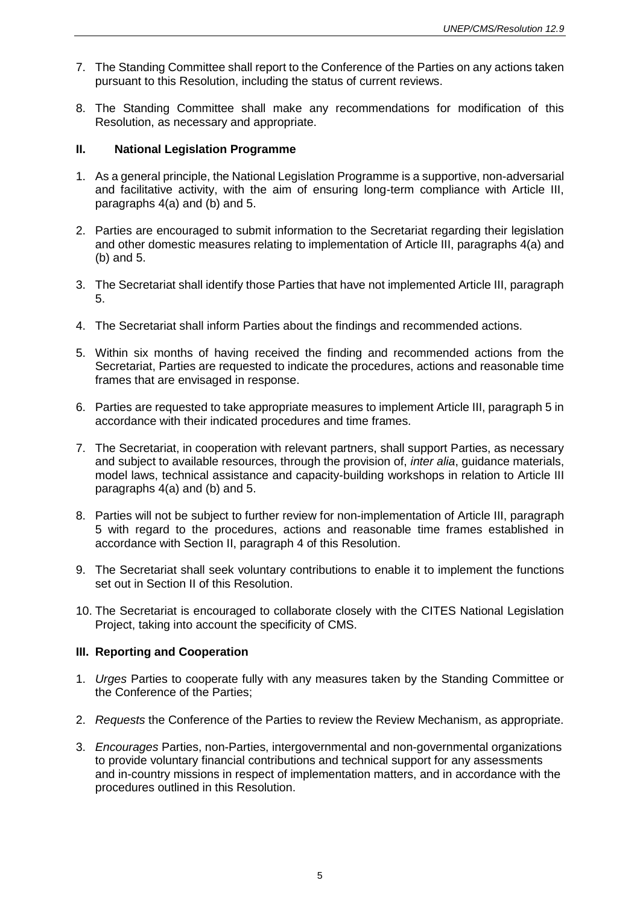7. The Standing Committee shall report to the Conference of the Parties on any actions taken pursuant to this Resolution, including the status of current reviews.

8. The Standing Committee shall make any recommendations for modification of this Resolution, as necessary and appropriate.

## II. National Legislation Programme

1. As a general principle, the National Legislation Programme is a supportive, non-adversarial and facilitative activity, with the aim of ensuring long-term compliance with Article III, paragraphs 4(a) and (b) and 5.

2. Parties are encouraged to submit information to the Secretariat regarding their legislation and other domestic measures relating to implementation of Article III, paragraphs 4(a) and (b) and 5.

3. The Secretariat shall identify those Parties that have not implemented Article III, paragraph 5.

4. The Secretariat shall inform Parties about the findings and recommended actions.

5. Within six months of having received the finding and recommended actions from the Secretariat, Parties are requested to indicate the procedures, actions and reasonable time frames that are envisaged in response.

6. Parties are requested to take appropriate measures to implement Article III, paragraph 5 in accordance with their indicated procedures and time frames.

7. The Secretariat, in cooperation with relevant partners, shall support Parties, as necessary and subject to available resources, through the provision of, *inter alia*, guidance materials, model laws, technical assistance and capacity-building workshops in relation to Article III paragraphs 4(a) and (b) and 5.

8. Parties will not be subject to further review for non-implementation of Article III, paragraph 5 with regard to the procedures, actions and reasonable time frames established in accordance with Section II, paragraph 4 of this Resolution.

9. The Secretariat shall seek voluntary contributions to enable it to implement the functions set out in Section II of this Resolution.

10. The Secretariat is encouraged to collaborate closely with the CITES National Legislation Project, taking into account the specificity of CMS.

## III. Reporting and Cooperation

1. *Urges* Parties to cooperate fully with any measures taken by the Standing Committee or the Conference of the Parties;

2. *Requests* the Conference of the Parties to review the Review Mechanism, as appropriate.

3. *Encourages* Parties, non-Parties, intergovernmental and non-governmental organizations to provide voluntary financial contributions and technical support for any assessments and in-country missions in respect of implementation matters, and in accordance with the procedures outlined in this Resolution.